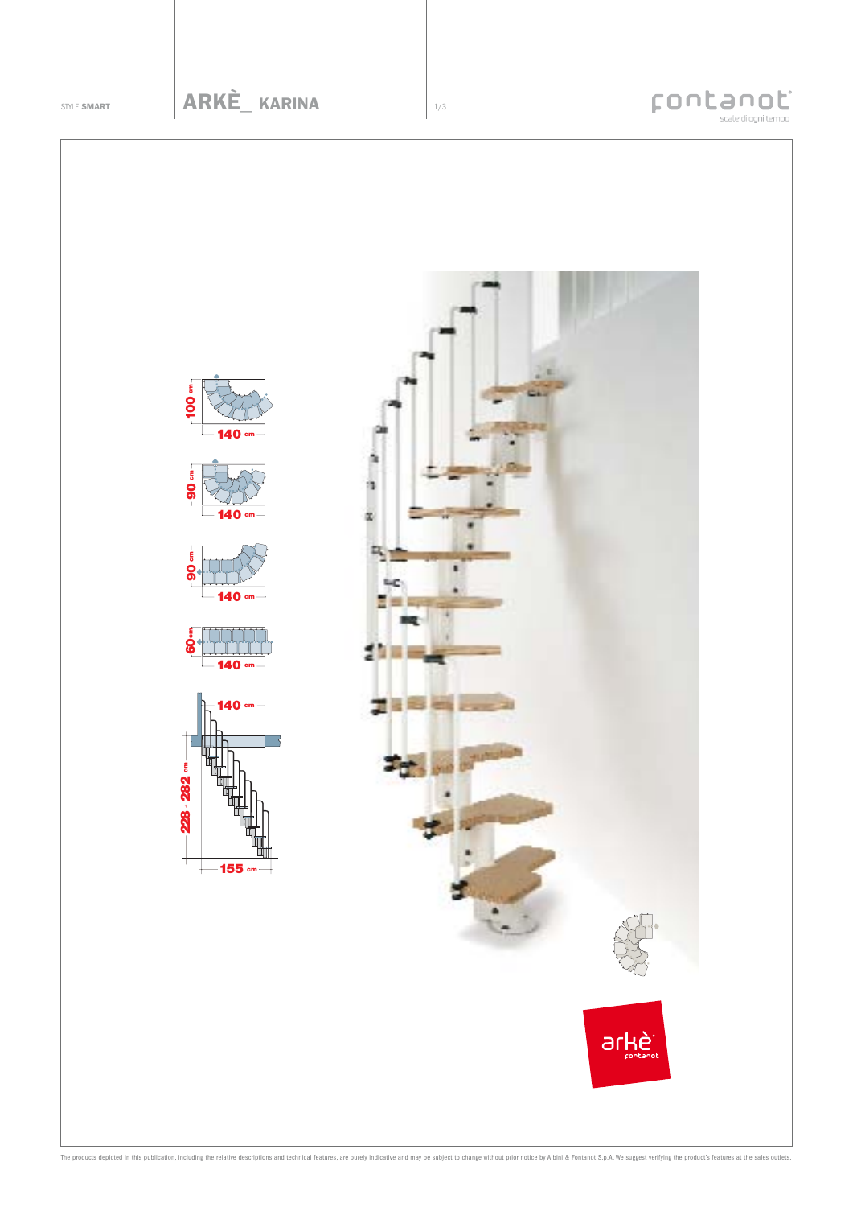STYLE **SMART**

# ARKÈ_ KARINA

100 cm
140 cm

90 cm
140 cm

90 cm
140 cm

60 cm
140 cm

140 cm
228 - 282 cm
155 cm

The products depicted in this publication, including the relative descriptions and technical features, are purely indicative and may be subject to change without prior notice by Albini & Fontanot S.p.A. We suggest verifying the product's features at the sales outlets.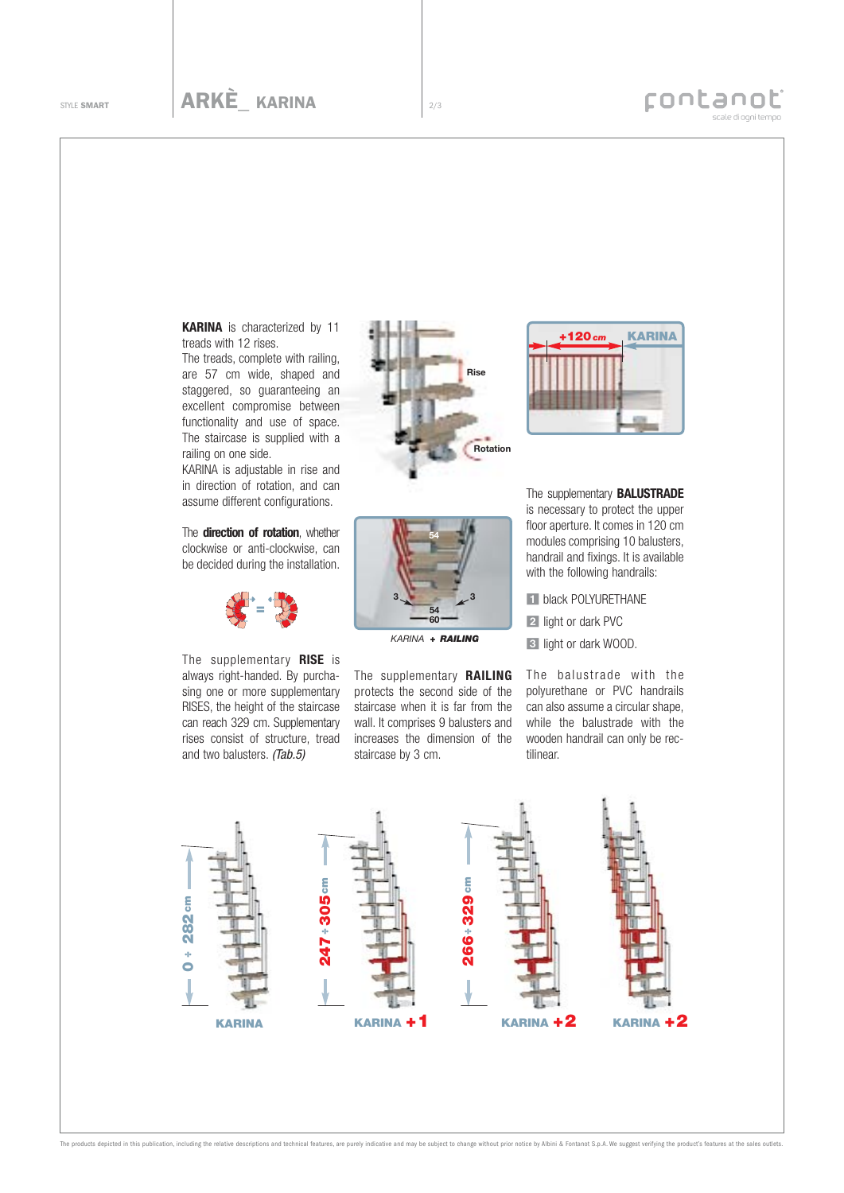**KARINA** is characterized by 11 treads with 12 rises.
The treads, complete with railing, are 57 cm wide, shaped and staggered, so guaranteeing an excellent compromise between functionality and use of space. The staircase is supplied with a railing on one side.
KARINA is adjustable in rise and in direction of rotation, and can assume different configurations.

The **direction of rotation**, whether clockwise or anti-clockwise, can be decided during the installation.

The supplementary **RISE** is always right-handed. By purchasing one or more supplementary RISES, the height of the staircase can reach 329 cm. Supplementary rises consist of structure, tread and two balusters. *(Tab.5)*

Rise

Rotation

54

3 3

54
60

*KARINA* + ***RAILING***

The supplementary **RAILING** protects the second side of the staircase when it is far from the wall. It comprises 9 balusters and increases the dimension of the staircase by 3 cm.

+120 cm KARINA

The supplementary **BALUSTRADE** is necessary to protect the upper floor aperture. It comes in 120 cm modules comprising 10 balusters, handrail and fixings. It is available with the following handrails:

1. black POLYURETHANE
2. light or dark PVC
3. light or dark WOOD.

The balustrade with the polyurethane or PVC handrails can also assume a circular shape, while the balustrade with the wooden handrail can only be rectilinear.

0 ÷ 282 cm — **KARINA**

247 ÷ 305 cm — **KARINA +1**

266 ÷ 329 cm — **KARINA +2**

**KARINA +2**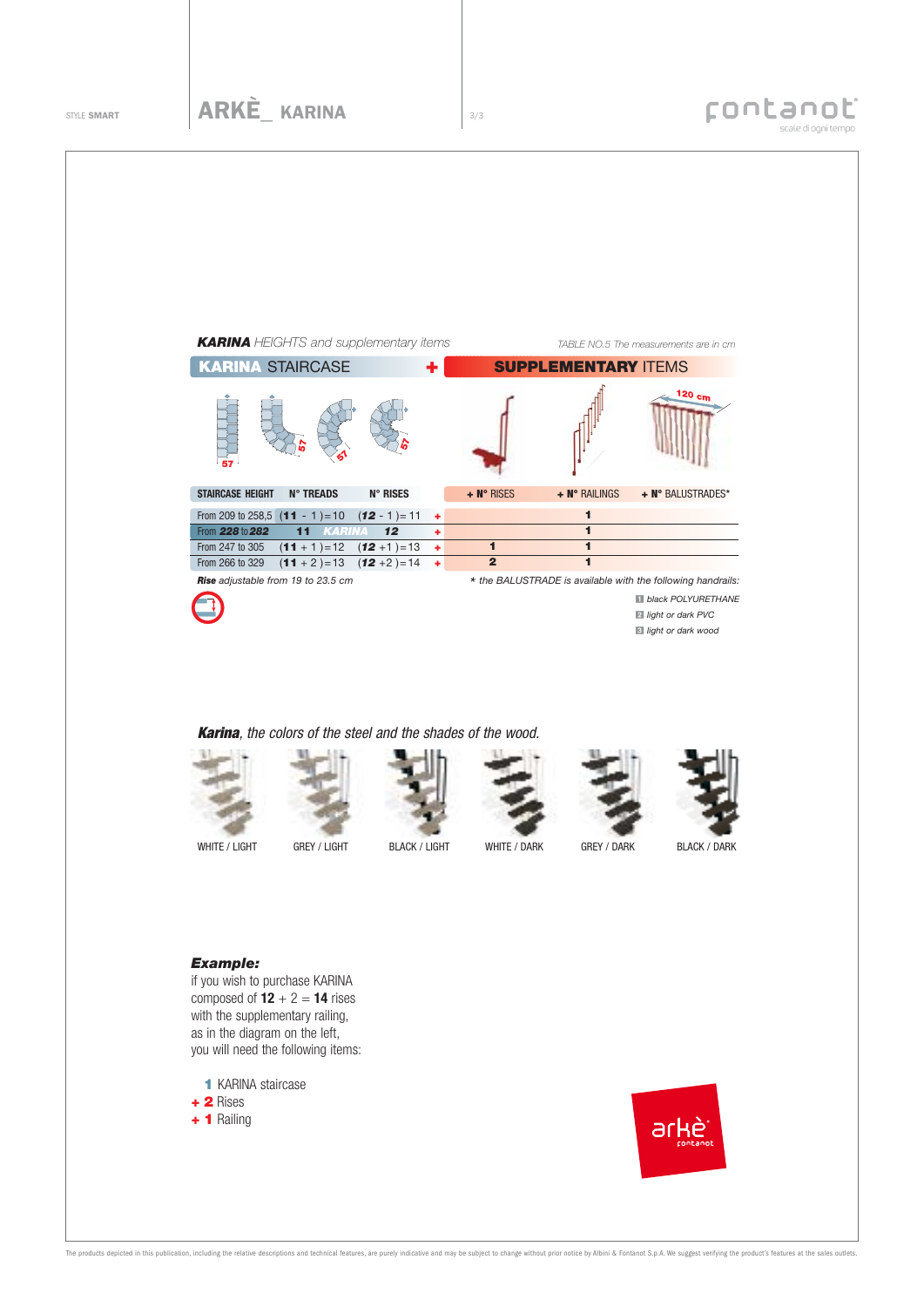***KARINA*** *HEIGHTS and supplementary items*

*TABLE NO.5 The measurements are in cm*

| **KARINA** STAIRCASE | | | + | **SUPPLEMENTARY** ITEMS | | |
|---|---|---|---|---|---|---|
| STAIRCASE HEIGHT | N° TREADS | N° RISES | | + N° RISES | + N° RAILINGS | + N° BALUSTRADES* |
| From 209 to 258,5 | (**11** - 1 )=10 | (**12** - 1 )= 11 | + | | 1 | |
| From **228** to **282** | **11** *KARINA* | **12** | + | | 1 | |
| From 247 to 305 | (**11** + 1 )=12 | (**12** +1 )=13 | + | 1 | 1 | |
| From 266 to 329 | (**11** + 2 )=13 | (**12** +2 )=14 | + | 2 | 1 | |

***Rise*** *adjustable from 19 to 23.5 cm*

*\* the BALUSTRADE is available with the following handrails:*

1. *black POLYURETHANE*
2. *light or dark PVC*
3. *light or dark wood*

***Karina****, the colors of the steel and the shades of the wood.*

WHITE / LIGHT · GREY / LIGHT · BLACK / LIGHT · WHITE / DARK · GREY / DARK · BLACK / DARK

***Example:***

if you wish to purchase KARINA composed of **12** + 2 = **14** rises with the supplementary railing, as in the diagram on the left, you will need the following items:

**1** KARINA staircase
**+ 2** Rises
**+ 1** Railing

The products depicted in this publication, including the relative descriptions and technical features, are purely indicative and may be subject to change without prior notice by Albini & Fontanot S.p.A. We suggest verifying the product's features at the sales outlets.